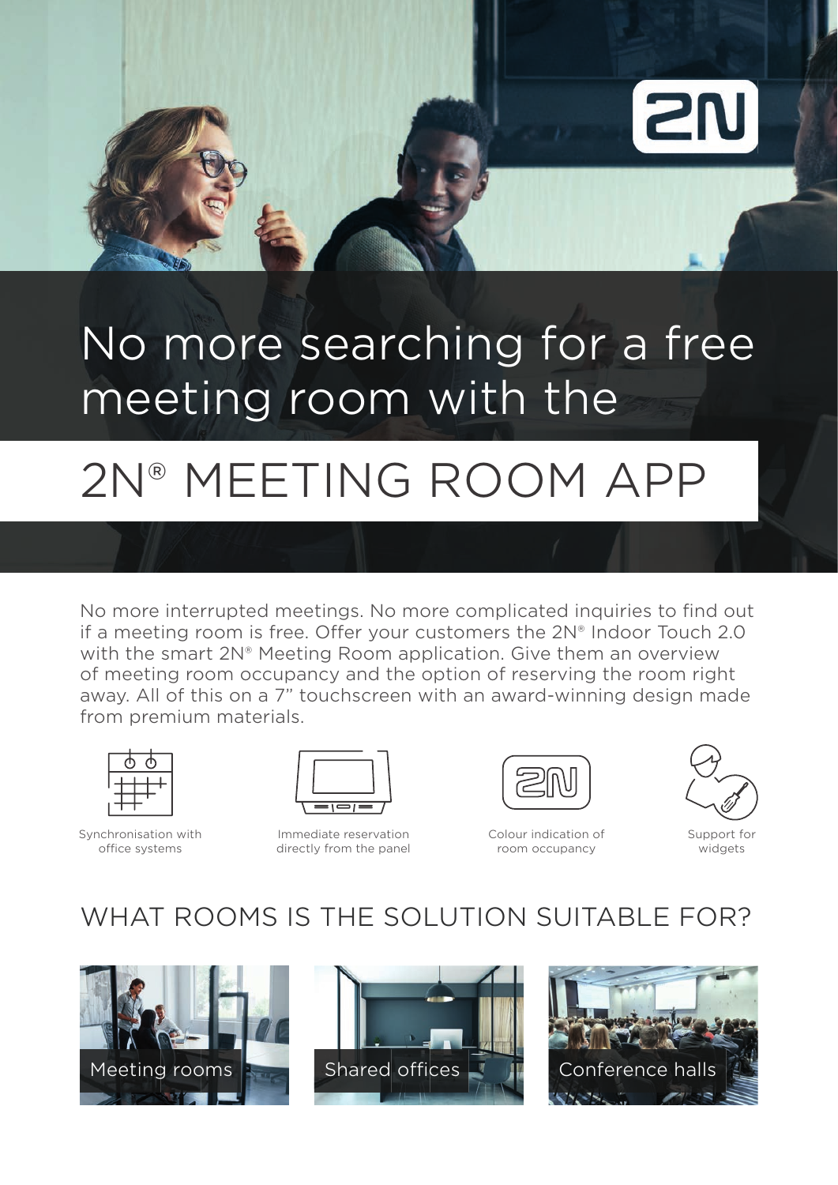# No more searching for a free meeting room with the

# 2N® MEETING ROOM APP

No more interrupted meetings. No more complicated inquiries to find out if a meeting room is free. Offer your customers the 2N® Indoor Touch 2.0 with the smart 2N® Meeting Room application. Give them an overview of meeting room occupancy and the option of reserving the room right away. All of this on a 7" touchscreen with an award-winning design made from premium materials.

- Synchronisation with office systems
- Immediate reservation directly from the panel
- Colour indication of room occupancy
- Support for widgets

## WHAT ROOMS IS THE SOLUTION SUITABLE FOR?

- Meeting rooms
- Shared offices
- Conference halls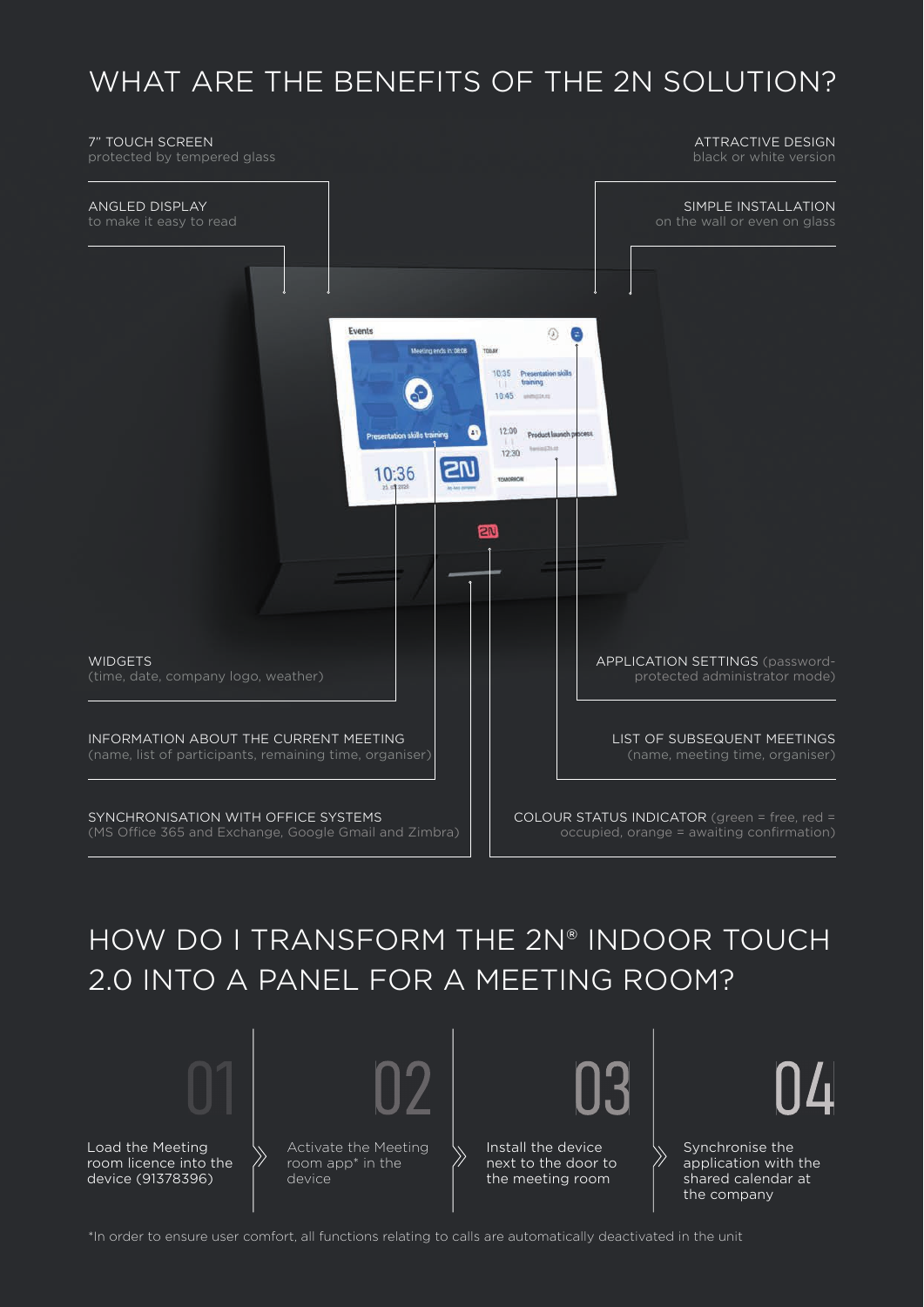# WHAT ARE THE BENEFITS OF THE 2N SOLUTION?

7" TOUCH SCREEN
protected by tempered glass

ATTRACTIVE DESIGN
black or white version

ANGLED DISPLAY
to make it easy to read

SIMPLE INSTALLATION
on the wall or even on glass

WIDGETS
(time, date, company logo, weather)

APPLICATION SETTINGS (password-protected administrator mode)

INFORMATION ABOUT THE CURRENT MEETING
(name, list of participants, remaining time, organiser)

LIST OF SUBSEQUENT MEETINGS
(name, meeting time, organiser)

SYNCHRONISATION WITH OFFICE SYSTEMS
(MS Office 365 and Exchange, Google Gmail and Zimbra)

COLOUR STATUS INDICATOR (green = free, red = occupied, orange = awaiting confirmation)

# HOW DO I TRANSFORM THE 2N® INDOOR TOUCH 2.0 INTO A PANEL FOR A MEETING ROOM?

01 Load the Meeting room licence into the device (91378396)

02 Activate the Meeting room app* in the device

03 Install the device next to the door to the meeting room

04 Synchronise the application with the shared calendar at the company

*In order to ensure user comfort, all functions relating to calls are automatically deactivated in the unit